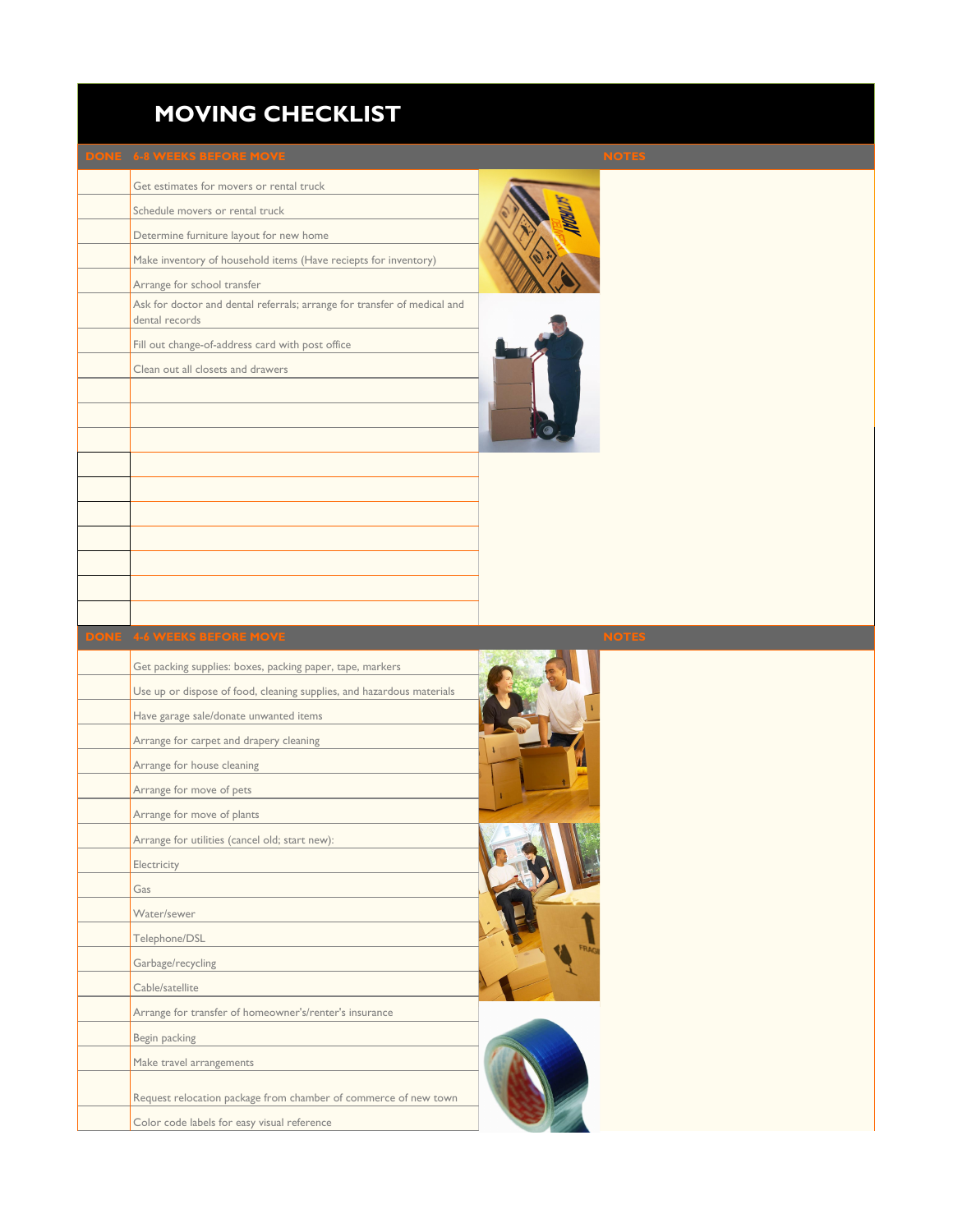# MOVING CHECKLIST

| DONE | 6-8 WEEKS BEFORE MOVE | NOTES |
|---|---|---|
| | Get estimates for movers or rental truck | |
| | Schedule movers or rental truck | |
| | Determine furniture layout for new home | |
| | Make inventory of household items (Have reciepts for inventory) | |
| | Arrange for school transfer | |
| | Ask for doctor and dental referrals; arrange for transfer of medical and dental records | |
| | Fill out change-of-address card with post office | |
| | Clean out all closets and drawers | |
| | | |
| | | |
| | | |
| | | |
| | | |
| | | |
| | | |
| | | |
| | | |

| DONE | 4-6 WEEKS BEFORE MOVE | NOTES |
|---|---|---|
| | Get packing supplies: boxes, packing paper, tape, markers | |
| | Use up or dispose of food, cleaning supplies, and hazardous materials | |
| | Have garage sale/donate unwanted items | |
| | Arrange for carpet and drapery cleaning | |
| | Arrange for house cleaning | |
| | Arrange for move of pets | |
| | Arrange for move of plants | |
| | Arrange for utilities (cancel old; start new): | |
| | Electricity | |
| | Gas | |
| | Water/sewer | |
| | Telephone/DSL | |
| | Garbage/recycling | |
| | Cable/satellite | |
| | Arrange for transfer of homeowner's/renter's insurance | |
| | Begin packing | |
| | Make travel arrangements | |
| | Request relocation package from chamber of commerce of new town | |
| | Color code labels for easy visual reference | |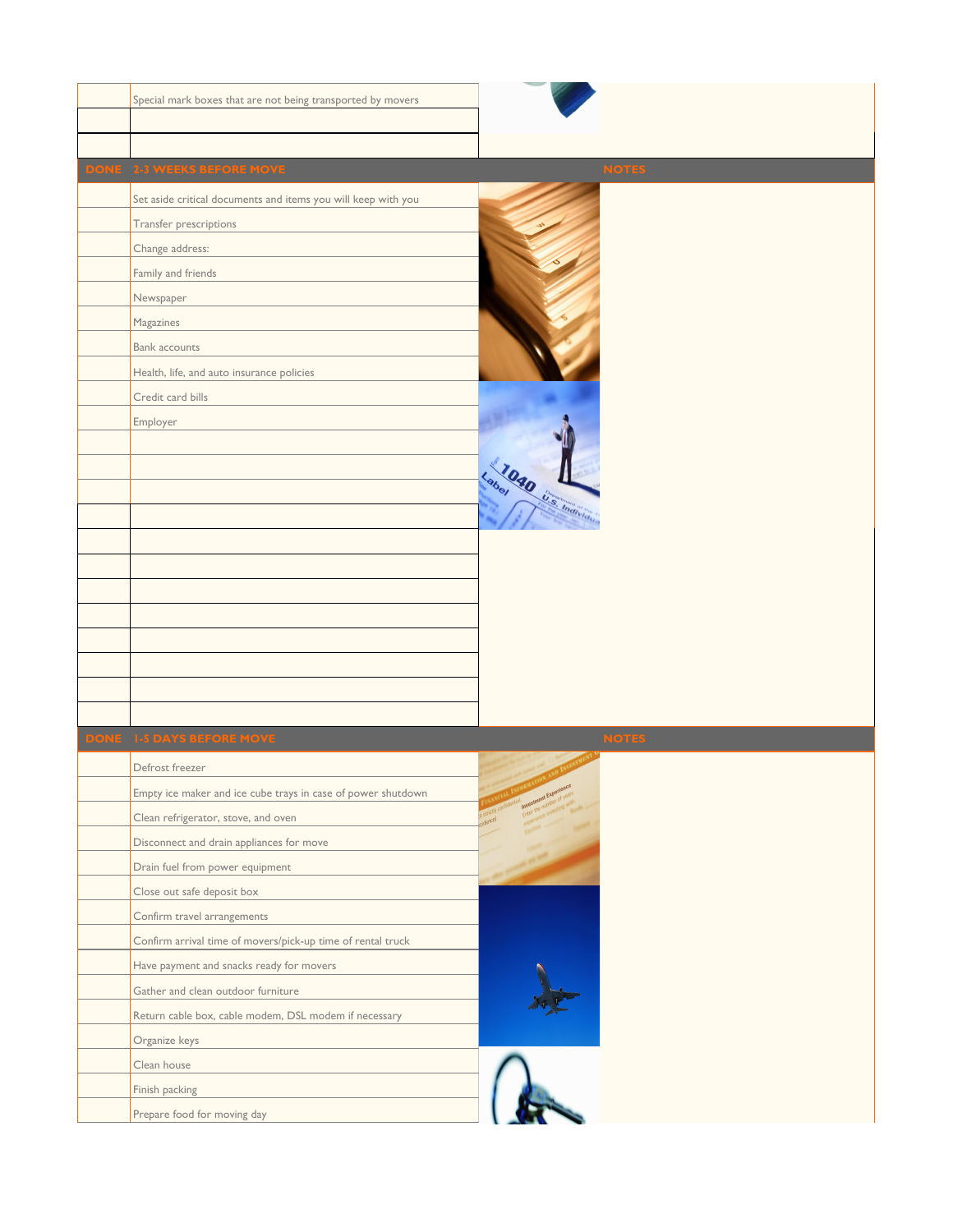| | |
|---|---|
| | Special mark boxes that are not being transported by movers |
| | |
| | |

| DONE | 2-3 WEEKS BEFORE MOVE | NOTES |
|---|---|---|
| | Set aside critical documents and items you will keep with you | |
| | Transfer prescriptions | |
| | Change address: | |
| | Family and friends | |
| | Newspaper | |
| | Magazines | |
| | Bank accounts | |
| | Health, life, and auto insurance policies | |
| | Credit card bills | |
| | Employer | |
| | | |
| | | |
| | | |
| | | |
| | | |
| | | |
| | | |
| | | |
| | | |
| | | |
| | | |
| | | |

| DONE | 1-5 DAYS BEFORE MOVE | NOTES |
|---|---|---|
| | Defrost freezer | |
| | Empty ice maker and ice cube trays in case of power shutdown | |
| | Clean refrigerator, stove, and oven | |
| | Disconnect and drain appliances for move | |
| | Drain fuel from power equipment | |
| | Close out safe deposit box | |
| | Confirm travel arrangements | |
| | Confirm arrival time of movers/pick-up time of rental truck | |
| | Have payment and snacks ready for movers | |
| | Gather and clean outdoor furniture | |
| | Return cable box, cable modem, DSL modem if necessary | |
| | Organize keys | |
| | Clean house | |
| | Finish packing | |
| | Prepare food for moving day | |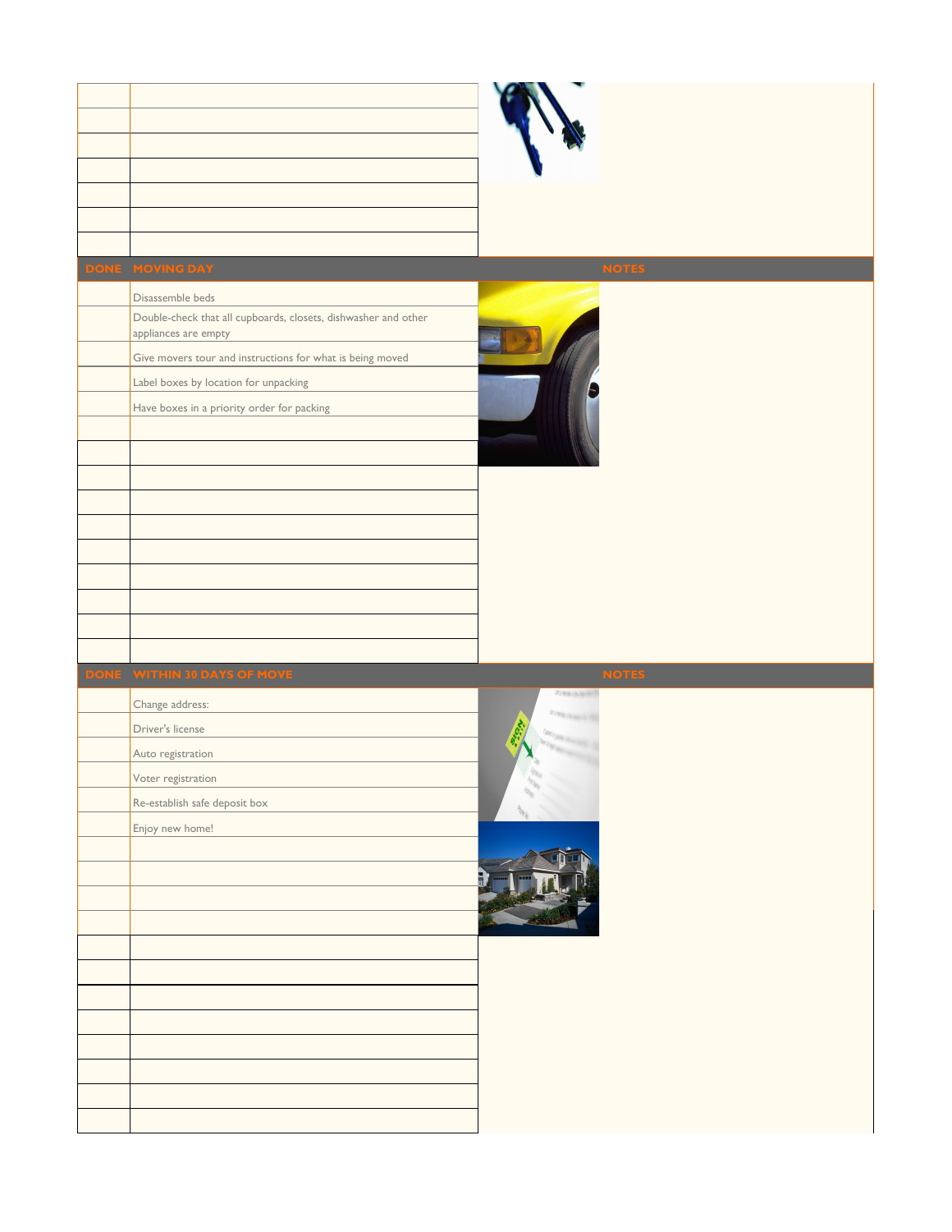| | |
|---|---|
| | |
| | |
| | |
| | |
| | |
| | |
| | |

| DONE | MOVING DAY | NOTES |
|---|---|---|
| | Disassemble beds | |
| | Double-check that all cupboards, closets, dishwasher and other appliances are empty | |
| | Give movers tour and instructions for what is being moved | |
| | Label boxes by location for unpacking | |
| | Have boxes in a priority order for packing | |
| | | |
| | | |
| | | |
| | | |
| | | |
| | | |
| | | |
| | | |
| | | |
| | | |

| DONE | WITHIN 30 DAYS OF MOVE | NOTES |
|---|---|---|
| | Change address: | |
| | Driver's license | |
| | Auto registration | |
| | Voter registration | |
| | Re-establish safe deposit box | |
| | Enjoy new home! | |
| | | |
| | | |
| | | |
| | | |
| | | |
| | | |
| | | |
| | | |
| | | |
| | | |
| | | |
| | | |